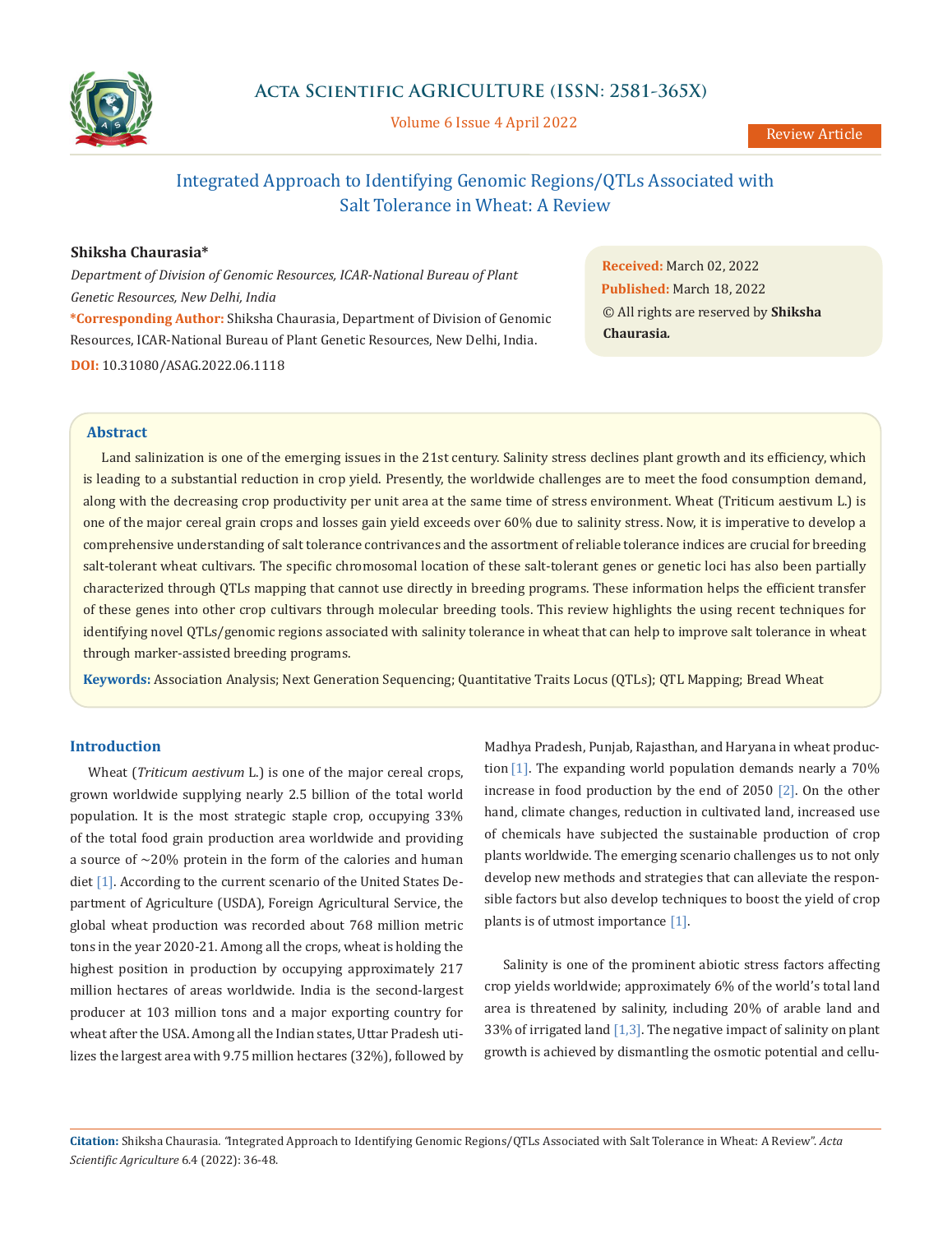Review Article

# Integrated Approach to Identifying Genomic Regions/QTLs Associated with Salt Tolerance in Wheat: A Review

**Shiksha Chaurasia***

*Department of Division of Genomic Resources, ICAR-National Bureau of Plant Genetic Resources, New Delhi, India*

**\*Corresponding Author:** Shiksha Chaurasia, Department of Division of Genomic Resources, ICAR-National Bureau of Plant Genetic Resources, New Delhi, India.

**DOI:** 10.31080/ASAG.2022.06.1118

**Received:** March 02, 2022
**Published:** March 18, 2022
© All rights are reserved by **Shiksha Chaurasia.**

## Abstract

Land salinization is one of the emerging issues in the 21st century. Salinity stress declines plant growth and its efficiency, which is leading to a substantial reduction in crop yield. Presently, the worldwide challenges are to meet the food consumption demand, along with the decreasing crop productivity per unit area at the same time of stress environment. Wheat (Triticum aestivum L.) is one of the major cereal grain crops and losses gain yield exceeds over 60% due to salinity stress. Now, it is imperative to develop a comprehensive understanding of salt tolerance contrivances and the assortment of reliable tolerance indices are crucial for breeding salt-tolerant wheat cultivars. The specific chromosomal location of these salt-tolerant genes or genetic loci has also been partially characterized through QTLs mapping that cannot use directly in breeding programs. These information helps the efficient transfer of these genes into other crop cultivars through molecular breeding tools. This review highlights the using recent techniques for identifying novel QTLs/genomic regions associated with salinity tolerance in wheat that can help to improve salt tolerance in wheat through marker-assisted breeding programs.

**Keywords:** Association Analysis; Next Generation Sequencing; Quantitative Traits Locus (QTLs); QTL Mapping; Bread Wheat

## Introduction

Wheat (*Triticum aestivum* L.) is one of the major cereal crops, grown worldwide supplying nearly 2.5 billion of the total world population. It is the most strategic staple crop, occupying 33% of the total food grain production area worldwide and providing a source of ~20% protein in the form of the calories and human diet [1]. According to the current scenario of the United States Department of Agriculture (USDA), Foreign Agricultural Service, the global wheat production was recorded about 768 million metric tons in the year 2020-21. Among all the crops, wheat is holding the highest position in production by occupying approximately 217 million hectares of areas worldwide. India is the second-largest producer at 103 million tons and a major exporting country for wheat after the USA. Among all the Indian states, Uttar Pradesh utilizes the largest area with 9.75 million hectares (32%), followed by Madhya Pradesh, Punjab, Rajasthan, and Haryana in wheat production [1]. The expanding world population demands nearly a 70% increase in food production by the end of 2050 [2]. On the other hand, climate changes, reduction in cultivated land, increased use of chemicals have subjected the sustainable production of crop plants worldwide. The emerging scenario challenges us to not only develop new methods and strategies that can alleviate the responsible factors but also develop techniques to boost the yield of crop plants is of utmost importance [1].

Salinity is one of the prominent abiotic stress factors affecting crop yields worldwide; approximately 6% of the world's total land area is threatened by salinity, including 20% of arable land and 33% of irrigated land [1,3]. The negative impact of salinity on plant growth is achieved by dismantling the osmotic potential and cellu-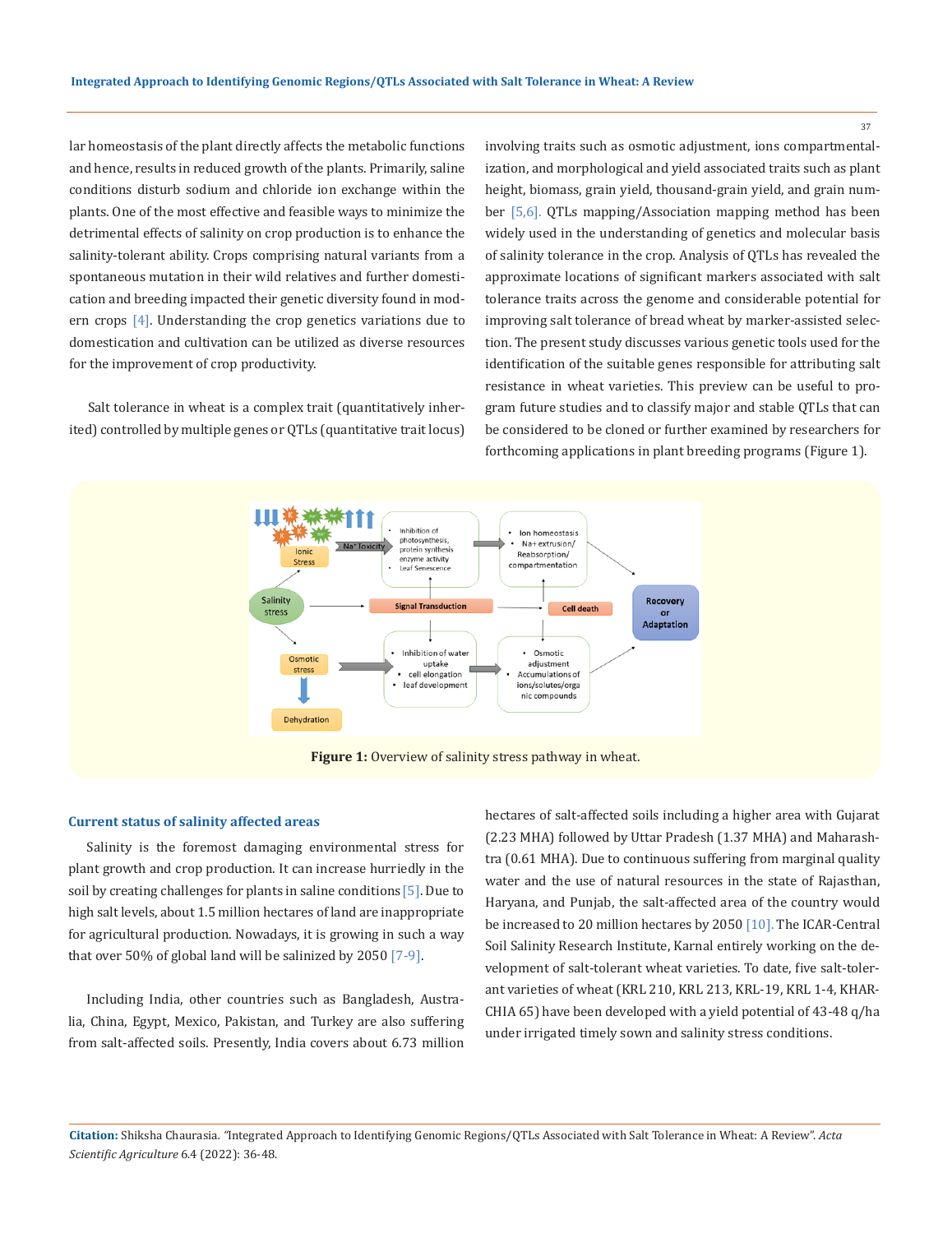lar homeostasis of the plant directly affects the metabolic functions and hence, results in reduced growth of the plants. Primarily, saline conditions disturb sodium and chloride ion exchange within the plants. One of the most effective and feasible ways to minimize the detrimental effects of salinity on crop production is to enhance the salinity-tolerant ability. Crops comprising natural variants from a spontaneous mutation in their wild relatives and further domestication and breeding impacted their genetic diversity found in modern crops [4]. Understanding the crop genetics variations due to domestication and cultivation can be utilized as diverse resources for the improvement of crop productivity.

Salt tolerance in wheat is a complex trait (quantitatively inherited) controlled by multiple genes or QTLs (quantitative trait locus) involving traits such as osmotic adjustment, ions compartmentalization, and morphological and yield associated traits such as plant height, biomass, grain yield, thousand-grain yield, and grain number [5,6]. QTLs mapping/Association mapping method has been widely used in the understanding of genetics and molecular basis of salinity tolerance in the crop. Analysis of QTLs has revealed the approximate locations of significant markers associated with salt tolerance traits across the genome and considerable potential for improving salt tolerance of bread wheat by marker-assisted selection. The present study discusses various genetic tools used for the identification of the suitable genes responsible for attributing salt resistance in wheat varieties. This preview can be useful to program future studies and to classify major and stable QTLs that can be considered to be cloned or further examined by researchers for forthcoming applications in plant breeding programs (Figure 1).

**Figure 1:** Overview of salinity stress pathway in wheat.

### Current status of salinity affected areas

Salinity is the foremost damaging environmental stress for plant growth and crop production. It can increase hurriedly in the soil by creating challenges for plants in saline conditions [5]. Due to high salt levels, about 1.5 million hectares of land are inappropriate for agricultural production. Nowadays, it is growing in such a way that over 50% of global land will be salinized by 2050 [7-9].

Including India, other countries such as Bangladesh, Australia, China, Egypt, Mexico, Pakistan, and Turkey are also suffering from salt-affected soils. Presently, India covers about 6.73 million hectares of salt-affected soils including a higher area with Gujarat (2.23 MHA) followed by Uttar Pradesh (1.37 MHA) and Maharashtra (0.61 MHA). Due to continuous suffering from marginal quality water and the use of natural resources in the state of Rajasthan, Haryana, and Punjab, the salt-affected area of the country would be increased to 20 million hectares by 2050 [10]. The ICAR-Central Soil Salinity Research Institute, Karnal entirely working on the development of salt-tolerant wheat varieties. To date, five salt-tolerant varieties of wheat (KRL 210, KRL 213, KRL-19, KRL 1-4, KHARCHIA 65) have been developed with a yield potential of 43-48 q/ha under irrigated timely sown and salinity stress conditions.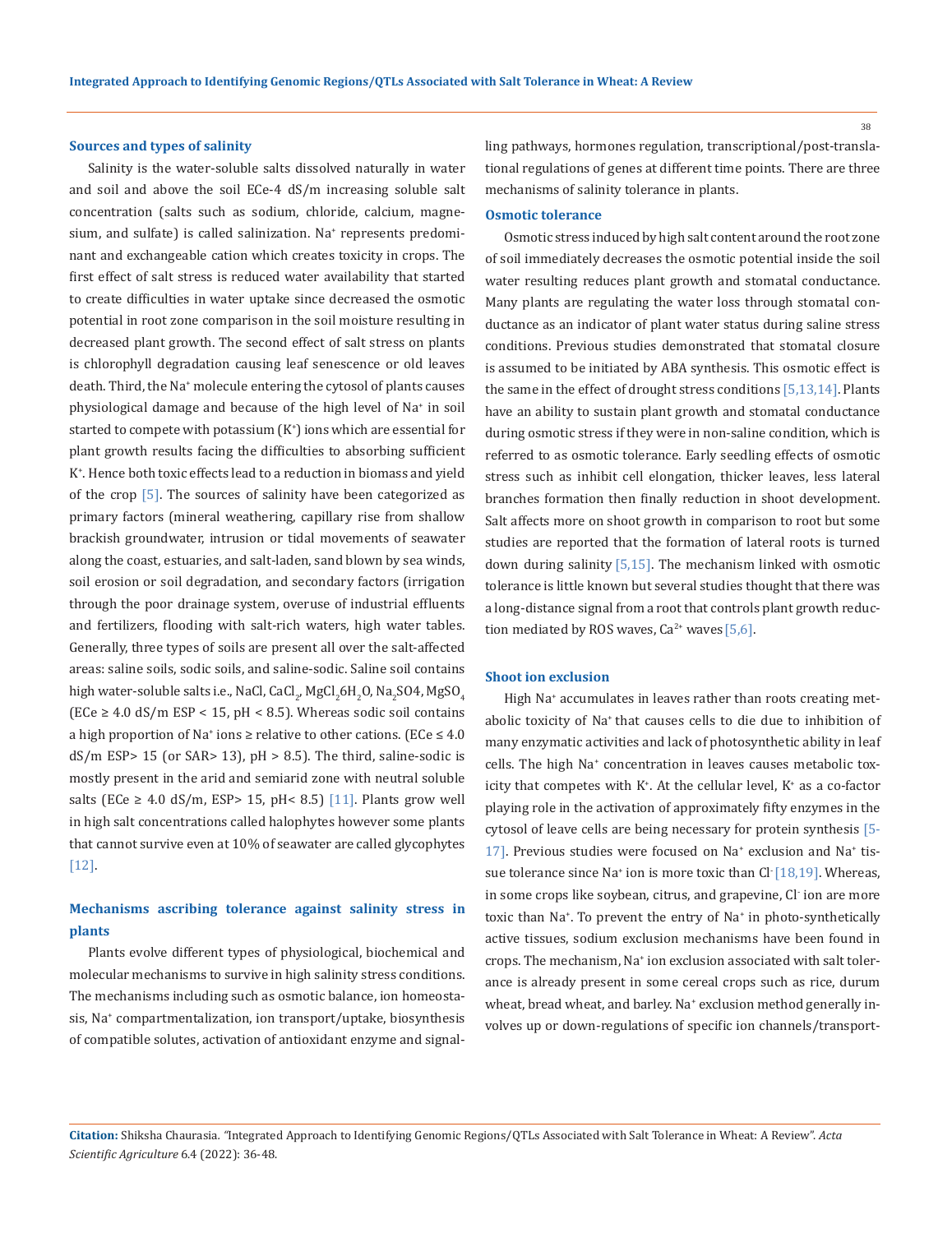### Sources and types of salinity

Salinity is the water-soluble salts dissolved naturally in water and soil and above the soil ECe-4 dS/m increasing soluble salt concentration (salts such as sodium, chloride, calcium, magnesium, and sulfate) is called salinization. $Na^+$ represents predominant and exchangeable cation which creates toxicity in crops. The first effect of salt stress is reduced water availability that started to create difficulties in water uptake since decreased the osmotic potential in root zone comparison in the soil moisture resulting in decreased plant growth. The second effect of salt stress on plants is chlorophyll degradation causing leaf senescence or old leaves death. Third, the $Na^+$ molecule entering the cytosol of plants causes physiological damage and because of the high level of $Na^+$ in soil started to compete with potassium ($K^+$) ions which are essential for plant growth results facing the difficulties to absorbing sufficient $K^+$. Hence both toxic effects lead to a reduction in biomass and yield of the crop [5]. The sources of salinity have been categorized as primary factors (mineral weathering, capillary rise from shallow brackish groundwater, intrusion or tidal movements of seawater along the coast, estuaries, and salt-laden, sand blown by sea winds, soil erosion or soil degradation, and secondary factors (irrigation through the poor drainage system, overuse of industrial effluents and fertilizers, flooding with salt-rich waters, high water tables. Generally, three types of soils are present all over the salt-affected areas: saline soils, sodic soils, and saline-sodic. Saline soil contains high water-soluble salts i.e., NaCl, $CaCl_2$, $MgCl_2 6H_2O$, $Na_2SO4$, $MgSO_4$ (ECe ≥ 4.0 dS/m ESP < 15, pH < 8.5). Whereas sodic soil contains a high proportion of $Na^+$ ions ≥ relative to other cations. (ECe ≤ 4.0 dS/m ESP> 15 (or SAR> 13), pH > 8.5). The third, saline-sodic is mostly present in the arid and semiarid zone with neutral soluble salts (ECe ≥ 4.0 dS/m, ESP> 15, pH< 8.5) [11]. Plants grow well in high salt concentrations called halophytes however some plants that cannot survive even at 10% of seawater are called glycophytes [12].

### Mechanisms ascribing tolerance against salinity stress in plants

Plants evolve different types of physiological, biochemical and molecular mechanisms to survive in high salinity stress conditions. The mechanisms including such as osmotic balance, ion homeostasis, $Na^+$ compartmentalization, ion transport/uptake, biosynthesis of compatible solutes, activation of antioxidant enzyme and signalling pathways, hormones regulation, transcriptional/post-translational regulations of genes at different time points. There are three mechanisms of salinity tolerance in plants.

#### Osmotic tolerance

Osmotic stress induced by high salt content around the root zone of soil immediately decreases the osmotic potential inside the soil water resulting reduces plant growth and stomatal conductance. Many plants are regulating the water loss through stomatal conductance as an indicator of plant water status during saline stress conditions. Previous studies demonstrated that stomatal closure is assumed to be initiated by ABA synthesis. This osmotic effect is the same in the effect of drought stress conditions [5,13,14]. Plants have an ability to sustain plant growth and stomatal conductance during osmotic stress if they were in non-saline condition, which is referred to as osmotic tolerance. Early seedling effects of osmotic stress such as inhibit cell elongation, thicker leaves, less lateral branches formation then finally reduction in shoot development. Salt affects more on shoot growth in comparison to root but some studies are reported that the formation of lateral roots is turned down during salinity [5,15]. The mechanism linked with osmotic tolerance is little known but several studies thought that there was a long-distance signal from a root that controls plant growth reduction mediated by ROS waves, $Ca^{2+}$ waves [5,6].

#### Shoot ion exclusion

High $Na^+$ accumulates in leaves rather than roots creating metabolic toxicity of $Na^+$ that causes cells to die due to inhibition of many enzymatic activities and lack of photosynthetic ability in leaf cells. The high $Na^+$ concentration in leaves causes metabolic toxicity that competes with $K^+$. At the cellular level, $K^+$ as a co-factor playing role in the activation of approximately fifty enzymes in the cytosol of leave cells are being necessary for protein synthesis [5-17]. Previous studies were focused on $Na^+$ exclusion and $Na^+$ tissue tolerance since $Na^+$ ion is more toxic than $Cl^-$ [18,19]. Whereas, in some crops like soybean, citrus, and grapevine, $Cl^-$ ion are more toxic than $Na^+$. To prevent the entry of $Na^+$ in photo-synthetically active tissues, sodium exclusion mechanisms have been found in crops. The mechanism, $Na^+$ ion exclusion associated with salt tolerance is already present in some cereal crops such as rice, durum wheat, bread wheat, and barley. $Na^+$ exclusion method generally involves up or down-regulations of specific ion channels/transport-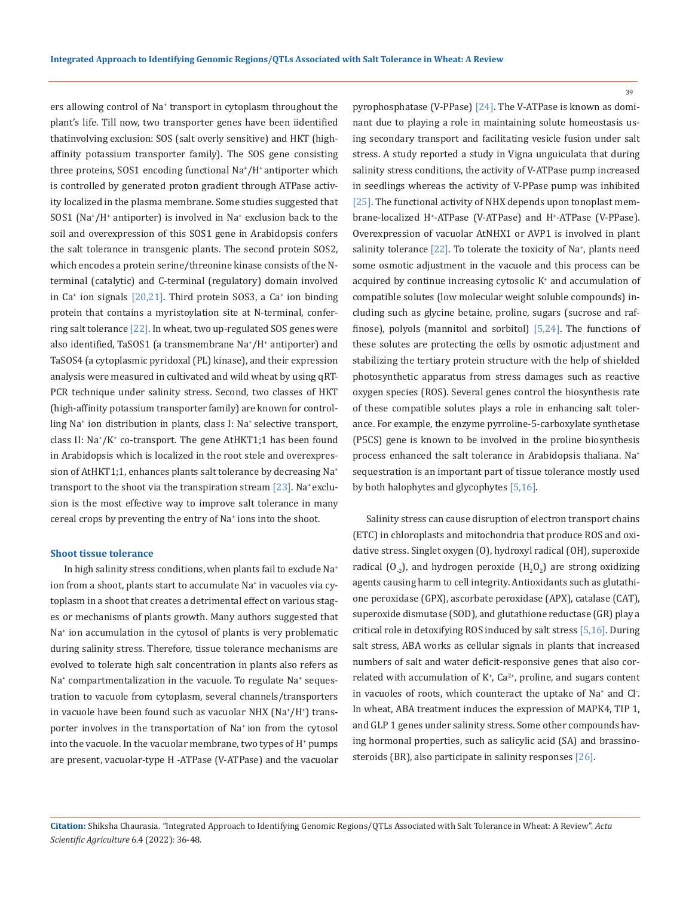ers allowing control of $Na^+$ transport in cytoplasm throughout the plant's life. Till now, two transporter genes have been iidentified thatinvolving exclusion: SOS (salt overly sensitive) and HKT (high-affinity potassium transporter family). The SOS gene consisting three proteins, SOS1 encoding functional $Na^+/H^+$ antiporter which is controlled by generated proton gradient through ATPase activity localized in the plasma membrane. Some studies suggested that SOS1 ($Na^+/H^+$ antiporter) is involved in $Na^+$ exclusion back to the soil and overexpression of this SOS1 gene in Arabidopsis confers the salt tolerance in transgenic plants. The second protein SOS2, which encodes a protein serine/threonine kinase consists of the N-terminal (catalytic) and C-terminal (regulatory) domain involved in $Ca^+$ ion signals [20,21]. Third protein SOS3, a $Ca^+$ ion binding protein that contains a myristoylation site at N-terminal, conferring salt tolerance [22]. In wheat, two up-regulated SOS genes were also identified, TaSOS1 (a transmembrane $Na^+/H^+$ antiporter) and TaSOS4 (a cytoplasmic pyridoxal (PL) kinase), and their expression analysis were measured in cultivated and wild wheat by using qRT-PCR technique under salinity stress. Second, two classes of HKT (high-affinity potassium transporter family) are known for controlling $Na^+$ ion distribution in plants, class I: $Na^+$ selective transport, class II: $Na^+/K^+$ co-transport. The gene AtHKT1;1 has been found in Arabidopsis which is localized in the root stele and overexpression of AtHKT1;1, enhances plants salt tolerance by decreasing $Na^+$ transport to the shoot via the transpiration stream [23]. $Na^+$ exclusion is the most effective way to improve salt tolerance in many cereal crops by preventing the entry of $Na^+$ ions into the shoot.

### Shoot tissue tolerance

In high salinity stress conditions, when plants fail to exclude $Na^+$ ion from a shoot, plants start to accumulate $Na^+$ in vacuoles via cytoplasm in a shoot that creates a detrimental effect on various stages or mechanisms of plants growth. Many authors suggested that $Na^+$ ion accumulation in the cytosol of plants is very problematic during salinity stress. Therefore, tissue tolerance mechanisms are evolved to tolerate high salt concentration in plants also refers as $Na^+$ compartmentalization in the vacuole. To regulate $Na^+$ sequestration to vacuole from cytoplasm, several channels/transporters in vacuole have been found such as vacuolar NHX ($Na^+/H^+$) transporter involves in the transportation of $Na^+$ ion from the cytosol into the vacuole. In the vacuolar membrane, two types of $H^+$ pumps are present, vacuolar-type H -ATPase (V-ATPase) and the vacuolar pyrophosphatase (V-PPase) [24]. The V-ATPase is known as dominant due to playing a role in maintaining solute homeostasis using secondary transport and facilitating vesicle fusion under salt stress. A study reported a study in Vigna unguiculata that during salinity stress conditions, the activity of V-ATPase pump increased in seedlings whereas the activity of V-PPase pump was inhibited [25]. The functional activity of NHX depends upon tonoplast membrane-localized $H^+$-ATPase (V-ATPase) and $H^+$-ATPase (V-PPase). Overexpression of vacuolar AtNHX1 or AVP1 is involved in plant salinity tolerance [22]. To tolerate the toxicity of $Na^+$, plants need some osmotic adjustment in the vacuole and this process can be acquired by continue increasing cytosolic $K^+$ and accumulation of compatible solutes (low molecular weight soluble compounds) including such as glycine betaine, proline, sugars (sucrose and raffinose), polyols (mannitol and sorbitol) [5,24]. The functions of these solutes are protecting the cells by osmotic adjustment and stabilizing the tertiary protein structure with the help of shielded photosynthetic apparatus from stress damages such as reactive oxygen species (ROS). Several genes control the biosynthesis rate of these compatible solutes plays a role in enhancing salt tolerance. For example, the enzyme pyrroline-5-carboxylate synthetase (P5CS) gene is known to be involved in the proline biosynthesis process enhanced the salt tolerance in Arabidopsis thaliana. $Na^+$ sequestration is an important part of tissue tolerance mostly used by both halophytes and glycophytes [5,16].

Salinity stress can cause disruption of electron transport chains (ETC) in chloroplasts and mitochondria that produce ROS and oxidative stress. Singlet oxygen (O), hydroxyl radical (OH), superoxide radical ($O_{-2}$), and hydrogen peroxide ($H_2O_2$) are strong oxidizing agents causing harm to cell integrity. Antioxidants such as glutathione peroxidase (GPX), ascorbate peroxidase (APX), catalase (CAT), superoxide dismutase (SOD), and glutathione reductase (GR) play a critical role in detoxifying ROS induced by salt stress [5,16]. During salt stress, ABA works as cellular signals in plants that increased numbers of salt and water deficit-responsive genes that also correlated with accumulation of $K^+$, $Ca^{2+}$, proline, and sugars content in vacuoles of roots, which counteract the uptake of $Na^+$ and $Cl^-$. In wheat, ABA treatment induces the expression of MAPK4, TIP 1, and GLP 1 genes under salinity stress. Some other compounds having hormonal properties, such as salicylic acid (SA) and brassinosteroids (BR), also participate in salinity responses [26].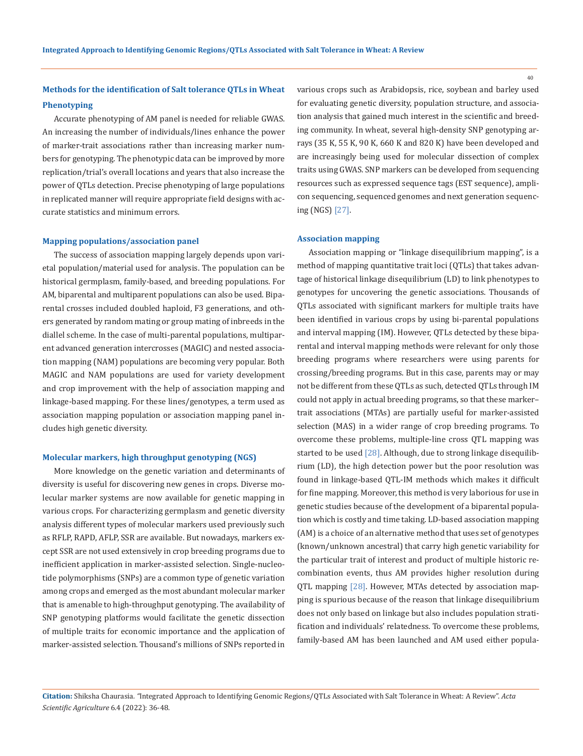## Methods for the identification of Salt tolerance QTLs in Wheat

### Phenotyping

Accurate phenotyping of AM panel is needed for reliable GWAS. An increasing the number of individuals/lines enhance the power of marker-trait associations rather than increasing marker numbers for genotyping. The phenotypic data can be improved by more replication/trial's overall locations and years that also increase the power of QTLs detection. Precise phenotyping of large populations in replicated manner will require appropriate field designs with accurate statistics and minimum errors.

### Mapping populations/association panel

The success of association mapping largely depends upon varietal population/material used for analysis. The population can be historical germplasm, family-based, and breeding populations. For AM, biparental and multiparent populations can also be used. Biparental crosses included doubled haploid, F3 generations, and others generated by random mating or group mating of inbreeds in the diallel scheme. In the case of multi-parental populations, multiparent advanced generation intercrosses (MAGIC) and nested association mapping (NAM) populations are becoming very popular. Both MAGIC and NAM populations are used for variety development and crop improvement with the help of association mapping and linkage-based mapping. For these lines/genotypes, a term used as association mapping population or association mapping panel includes high genetic diversity.

### Molecular markers, high throughput genotyping (NGS)

More knowledge on the genetic variation and determinants of diversity is useful for discovering new genes in crops. Diverse molecular marker systems are now available for genetic mapping in various crops. For characterizing germplasm and genetic diversity analysis different types of molecular markers used previously such as RFLP, RAPD, AFLP, SSR are available. But nowadays, markers except SSR are not used extensively in crop breeding programs due to inefficient application in marker-assisted selection. Single-nucleotide polymorphisms (SNPs) are a common type of genetic variation among crops and emerged as the most abundant molecular marker that is amenable to high-throughput genotyping. The availability of SNP genotyping platforms would facilitate the genetic dissection of multiple traits for economic importance and the application of marker-assisted selection. Thousand's millions of SNPs reported in various crops such as Arabidopsis, rice, soybean and barley used for evaluating genetic diversity, population structure, and association analysis that gained much interest in the scientific and breeding community. In wheat, several high-density SNP genotyping arrays (35 K, 55 K, 90 K, 660 K and 820 K) have been developed and are increasingly being used for molecular dissection of complex traits using GWAS. SNP markers can be developed from sequencing resources such as expressed sequence tags (EST sequence), amplicon sequencing, sequenced genomes and next generation sequencing (NGS) [27].

### Association mapping

Association mapping or "linkage disequilibrium mapping", is a method of mapping quantitative trait loci (QTLs) that takes advantage of historical linkage disequilibrium (LD) to link phenotypes to genotypes for uncovering the genetic associations. Thousands of QTLs associated with significant markers for multiple traits have been identified in various crops by using bi-parental populations and interval mapping (IM). However, QTLs detected by these biparental and interval mapping methods were relevant for only those breeding programs where researchers were using parents for crossing/breeding programs. But in this case, parents may or may not be different from these QTLs as such, detected QTLs through IM could not apply in actual breeding programs, so that these marker–trait associations (MTAs) are partially useful for marker-assisted selection (MAS) in a wider range of crop breeding programs. To overcome these problems, multiple-line cross QTL mapping was started to be used [28]. Although, due to strong linkage disequilibrium (LD), the high detection power but the poor resolution was found in linkage-based QTL-IM methods which makes it difficult for fine mapping. Moreover, this method is very laborious for use in genetic studies because of the development of a biparental population which is costly and time taking. LD-based association mapping (AM) is a choice of an alternative method that uses set of genotypes (known/unknown ancestral) that carry high genetic variability for the particular trait of interest and product of multiple historic recombination events, thus AM provides higher resolution during QTL mapping [28]. However, MTAs detected by association mapping is spurious because of the reason that linkage disequilibrium does not only based on linkage but also includes population stratification and individuals' relatedness. To overcome these problems, family-based AM has been launched and AM used either popula-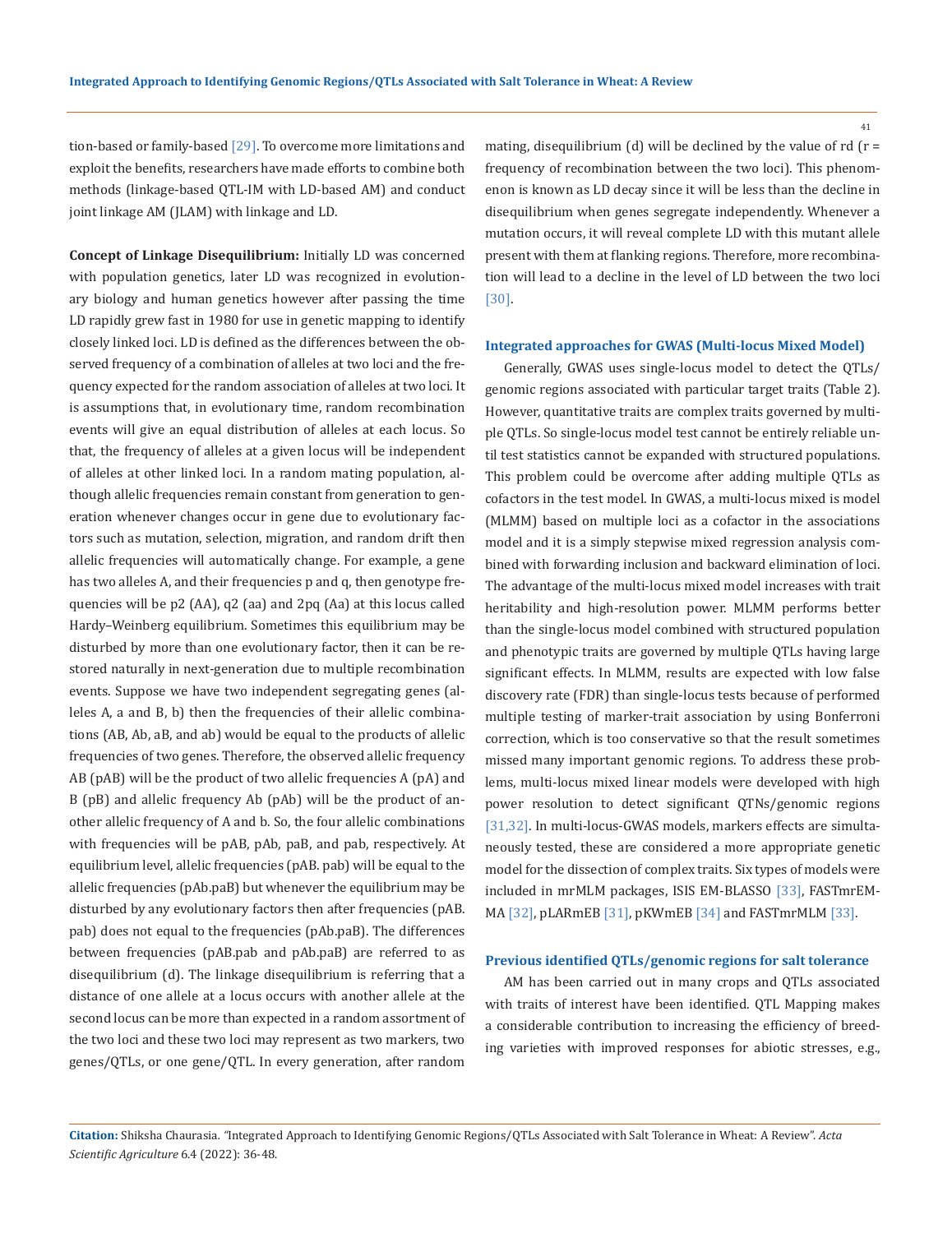tion-based or family-based [29]. To overcome more limitations and exploit the benefits, researchers have made efforts to combine both methods (linkage-based QTL-IM with LD-based AM) and conduct joint linkage AM (JLAM) with linkage and LD.

**Concept of Linkage Disequilibrium:** Initially LD was concerned with population genetics, later LD was recognized in evolutionary biology and human genetics however after passing the time LD rapidly grew fast in 1980 for use in genetic mapping to identify closely linked loci. LD is defined as the differences between the observed frequency of a combination of alleles at two loci and the frequency expected for the random association of alleles at two loci. It is assumptions that, in evolutionary time, random recombination events will give an equal distribution of alleles at each locus. So that, the frequency of alleles at a given locus will be independent of alleles at other linked loci. In a random mating population, although allelic frequencies remain constant from generation to generation whenever changes occur in gene due to evolutionary factors such as mutation, selection, migration, and random drift then allelic frequencies will automatically change. For example, a gene has two alleles A, and their frequencies p and q, then genotype frequencies will be p2 (AA), q2 (aa) and 2pq (Aa) at this locus called Hardy–Weinberg equilibrium. Sometimes this equilibrium may be disturbed by more than one evolutionary factor, then it can be restored naturally in next-generation due to multiple recombination events. Suppose we have two independent segregating genes (alleles A, a and B, b) then the frequencies of their allelic combinations (AB, Ab, aB, and ab) would be equal to the products of allelic frequencies of two genes. Therefore, the observed allelic frequency AB (pAB) will be the product of two allelic frequencies A (pA) and B (pB) and allelic frequency Ab (pAb) will be the product of another allelic frequency of A and b. So, the four allelic combinations with frequencies will be pAB, pAb, paB, and pab, respectively. At equilibrium level, allelic frequencies (pAB. pab) will be equal to the allelic frequencies (pAb.paB) but whenever the equilibrium may be disturbed by any evolutionary factors then after frequencies (pAB. pab) does not equal to the frequencies (pAb.paB). The differences between frequencies (pAB.pab and pAb.paB) are referred to as disequilibrium (d). The linkage disequilibrium is referring that a distance of one allele at a locus occurs with another allele at the second locus can be more than expected in a random assortment of the two loci and these two loci may represent as two markers, two genes/QTLs, or one gene/QTL. In every generation, after random mating, disequilibrium (d) will be declined by the value of rd (r = frequency of recombination between the two loci). This phenomenon is known as LD decay since it will be less than the decline in disequilibrium when genes segregate independently. Whenever a mutation occurs, it will reveal complete LD with this mutant allele present with them at flanking regions. Therefore, more recombination will lead to a decline in the level of LD between the two loci [30].

### Integrated approaches for GWAS (Multi-locus Mixed Model)

Generally, GWAS uses single-locus model to detect the QTLs/genomic regions associated with particular target traits (Table 2). However, quantitative traits are complex traits governed by multiple QTLs. So single-locus model test cannot be entirely reliable until test statistics cannot be expanded with structured populations. This problem could be overcome after adding multiple QTLs as cofactors in the test model. In GWAS, a multi-locus mixed is model (MLMM) based on multiple loci as a cofactor in the associations model and it is a simply stepwise mixed regression analysis combined with forwarding inclusion and backward elimination of loci. The advantage of the multi-locus mixed model increases with trait heritability and high-resolution power. MLMM performs better than the single-locus model combined with structured population and phenotypic traits are governed by multiple QTLs having large significant effects. In MLMM, results are expected with low false discovery rate (FDR) than single-locus tests because of performed multiple testing of marker-trait association by using Bonferroni correction, which is too conservative so that the result sometimes missed many important genomic regions. To address these problems, multi-locus mixed linear models were developed with high power resolution to detect significant QTNs/genomic regions [31,32]. In multi-locus-GWAS models, markers effects are simultaneously tested, these are considered a more appropriate genetic model for the dissection of complex traits. Six types of models were included in mrMLM packages, ISIS EM-BLASSO [33], FASTmrEMMA [32], pLARmEB [31], pKWmEB [34] and FASTmrMLM [33].

### Previous identified QTLs/genomic regions for salt tolerance

AM has been carried out in many crops and QTLs associated with traits of interest have been identified. QTL Mapping makes a considerable contribution to increasing the efficiency of breeding varieties with improved responses for abiotic stresses, e.g.,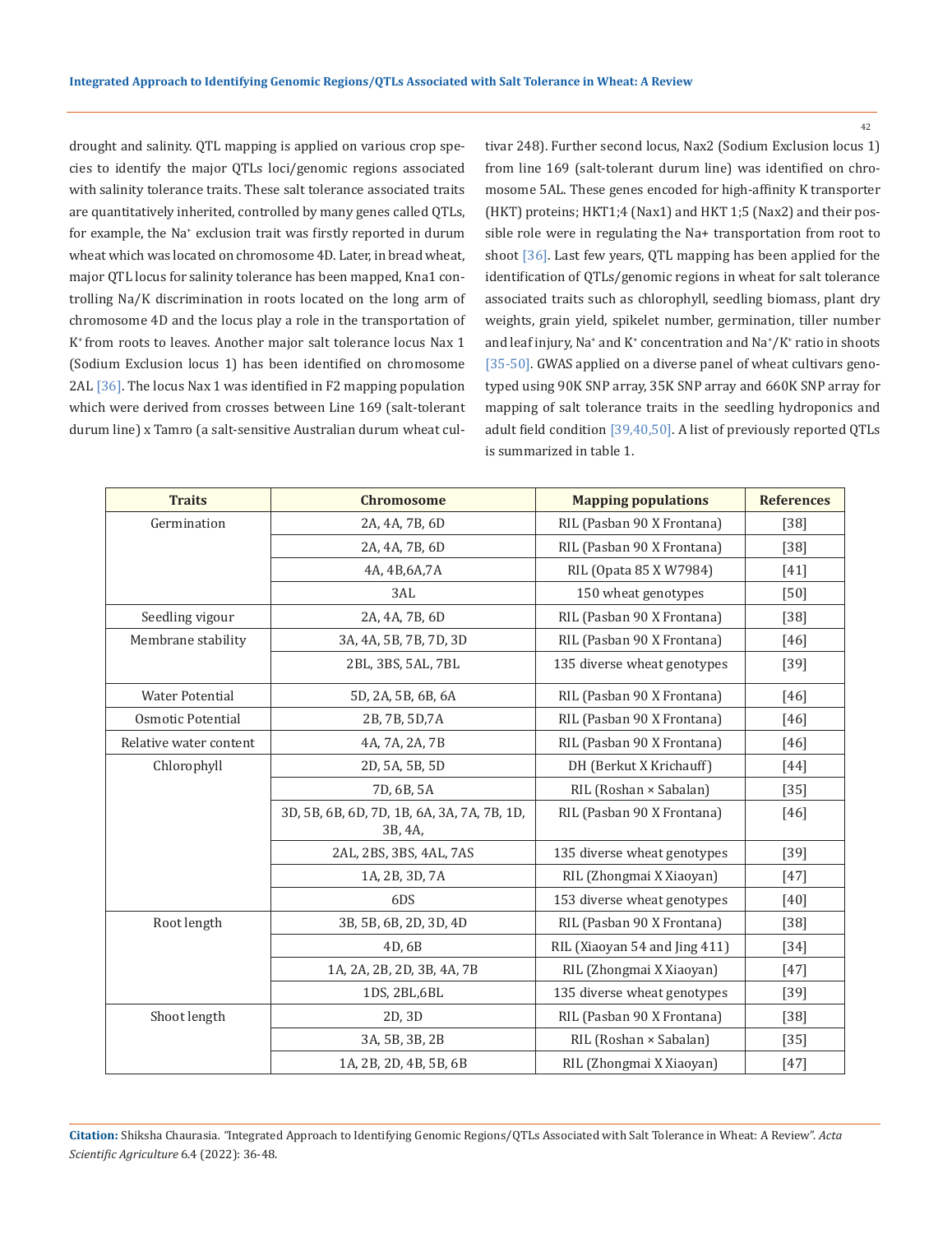drought and salinity. QTL mapping is applied on various crop species to identify the major QTLs loci/genomic regions associated with salinity tolerance traits. These salt tolerance associated traits are quantitatively inherited, controlled by many genes called QTLs, for example, the $Na^+$ exclusion trait was firstly reported in durum wheat which was located on chromosome 4D. Later, in bread wheat, major QTL locus for salinity tolerance has been mapped, Kna1 controlling Na/K discrimination in roots located on the long arm of chromosome 4D and the locus play a role in the transportation of $K^+$ from roots to leaves. Another major salt tolerance locus Nax 1 (Sodium Exclusion locus 1) has been identified on chromosome 2AL [36]. The locus Nax 1 was identified in F2 mapping population which were derived from crosses between Line 169 (salt-tolerant durum line) x Tamro (a salt-sensitive Australian durum wheat cultivar 248). Further second locus, Nax2 (Sodium Exclusion locus 1) from line 169 (salt-tolerant durum line) was identified on chromosome 5AL. These genes encoded for high-affinity K transporter (HKT) proteins; HKT1;4 (Nax1) and HKT 1;5 (Nax2) and their possible role were in regulating the Na+ transportation from root to shoot [36]. Last few years, QTL mapping has been applied for the identification of QTLs/genomic regions in wheat for salt tolerance associated traits such as chlorophyll, seedling biomass, plant dry weights, grain yield, spikelet number, germination, tiller number and leaf injury, $Na^+$ and $K^+$ concentration and $Na^+/K^+$ ratio in shoots [35-50]. GWAS applied on a diverse panel of wheat cultivars genotyped using 90K SNP array, 35K SNP array and 660K SNP array for mapping of salt tolerance traits in the seedling hydroponics and adult field condition [39,40,50]. A list of previously reported QTLs is summarized in table 1.

| Traits | Chromosome | Mapping populations | References |
|---|---|---|---|
| Germination | 2A, 4A, 7B, 6D | RIL (Pasban 90 X Frontana) | [38] |
| | 2A, 4A, 7B, 6D | RIL (Pasban 90 X Frontana) | [38] |
| | 4A, 4B,6A,7A | RIL (Opata 85 X W7984) | [41] |
| | 3AL | 150 wheat genotypes | [50] |
| Seedling vigour | 2A, 4A, 7B, 6D | RIL (Pasban 90 X Frontana) | [38] |
| Membrane stability | 3A, 4A, 5B, 7B, 7D, 3D | RIL (Pasban 90 X Frontana) | [46] |
| | 2BL, 3BS, 5AL, 7BL | 135 diverse wheat genotypes | [39] |
| Water Potential | 5D, 2A, 5B, 6B, 6A | RIL (Pasban 90 X Frontana) | [46] |
| Osmotic Potential | 2B, 7B, 5D,7A | RIL (Pasban 90 X Frontana) | [46] |
| Relative water content | 4A, 7A, 2A, 7B | RIL (Pasban 90 X Frontana) | [46] |
| Chlorophyll | 2D, 5A, 5B, 5D | DH (Berkut X Krichauff) | [44] |
| | 7D, 6B, 5A | RIL (Roshan × Sabalan) | [35] |
| | 3D, 5B, 6B, 6D, 7D, 1B, 6A, 3A, 7A, 7B, 1D, 3B, 4A, | RIL (Pasban 90 X Frontana) | [46] |
| | 2AL, 2BS, 3BS, 4AL, 7AS | 135 diverse wheat genotypes | [39] |
| | 1A, 2B, 3D, 7A | RIL (Zhongmai X Xiaoyan) | [47] |
| | 6DS | 153 diverse wheat genotypes | [40] |
| Root length | 3B, 5B, 6B, 2D, 3D, 4D | RIL (Pasban 90 X Frontana) | [38] |
| | 4D, 6B | RIL (Xiaoyan 54 and Jing 411) | [34] |
| | 1A, 2A, 2B, 2D, 3B, 4A, 7B | RIL (Zhongmai X Xiaoyan) | [47] |
| | 1DS, 2BL,6BL | 135 diverse wheat genotypes | [39] |
| Shoot length | 2D, 3D | RIL (Pasban 90 X Frontana) | [38] |
| | 3A, 5B, 3B, 2B | RIL (Roshan × Sabalan) | [35] |
| | 1A, 2B, 2D, 4B, 5B, 6B | RIL (Zhongmai X Xiaoyan) | [47] |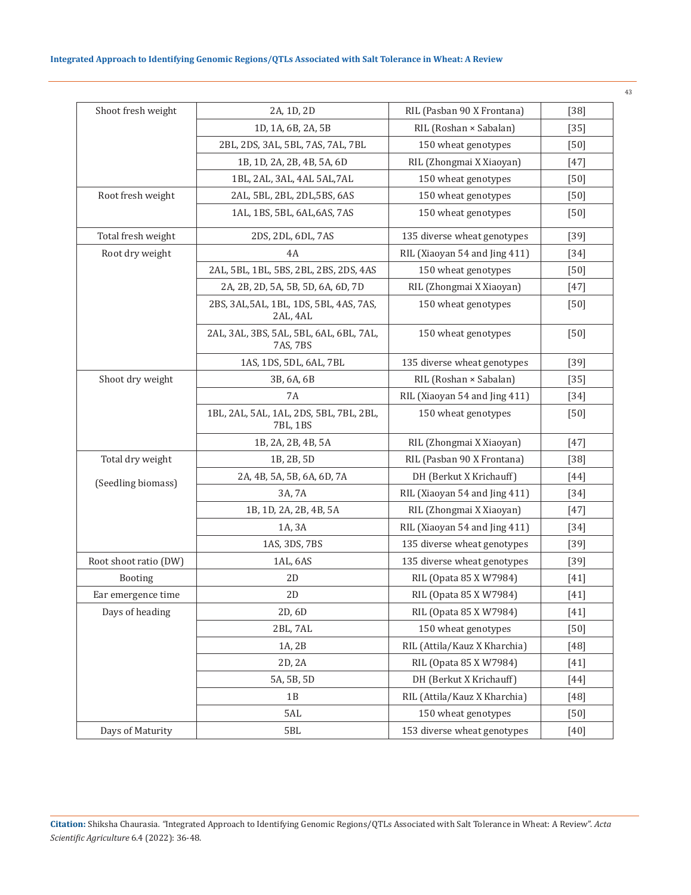| Shoot fresh weight | 2A, 1D, 2D | RIL (Pasban 90 X Frontana) | [38] |
|---|---|---|---|
| | 1D, 1A, 6B, 2A, 5B | RIL (Roshan × Sabalan) | [35] |
| | 2BL, 2DS, 3AL, 5BL, 7AS, 7AL, 7BL | 150 wheat genotypes | [50] |
| | 1B, 1D, 2A, 2B, 4B, 5A, 6D | RIL (Zhongmai X Xiaoyan) | [47] |
| | 1BL, 2AL, 3AL, 4AL 5AL,7AL | 150 wheat genotypes | [50] |
| Root fresh weight | 2AL, 5BL, 2BL, 2DL,5BS, 6AS | 150 wheat genotypes | [50] |
| | 1AL, 1BS, 5BL, 6AL,6AS, 7AS | 150 wheat genotypes | [50] |
| Total fresh weight | 2DS, 2DL, 6DL, 7AS | 135 diverse wheat genotypes | [39] |
| Root dry weight | 4A | RIL (Xiaoyan 54 and Jing 411) | [34] |
| | 2AL, 5BL, 1BL, 5BS, 2BL, 2BS, 2DS, 4AS | 150 wheat genotypes | [50] |
| | 2A, 2B, 2D, 5A, 5B, 5D, 6A, 6D, 7D | RIL (Zhongmai X Xiaoyan) | [47] |
| | 2BS, 3AL,5AL, 1BL, 1DS, 5BL, 4AS, 7AS, 2AL, 4AL | 150 wheat genotypes | [50] |
| | 2AL, 3AL, 3BS, 5AL, 5BL, 6AL, 6BL, 7AL, 7AS, 7BS | 150 wheat genotypes | [50] |
| | 1AS, 1DS, 5DL, 6AL, 7BL | 135 diverse wheat genotypes | [39] |
| Shoot dry weight | 3B, 6A, 6B | RIL (Roshan × Sabalan) | [35] |
| | 7A | RIL (Xiaoyan 54 and Jing 411) | [34] |
| | 1BL, 2AL, 5AL, 1AL, 2DS, 5BL, 7BL, 2BL, 7BL, 1BS | 150 wheat genotypes | [50] |
| | 1B, 2A, 2B, 4B, 5A | RIL (Zhongmai X Xiaoyan) | [47] |
| Total dry weight (Seedling biomass) | 1B, 2B, 5D | RIL (Pasban 90 X Frontana) | [38] |
| | 2A, 4B, 5A, 5B, 6A, 6D, 7A | DH (Berkut X Krichauff) | [44] |
| | 3A, 7A | RIL (Xiaoyan 54 and Jing 411) | [34] |
| | 1B, 1D, 2A, 2B, 4B, 5A | RIL (Zhongmai X Xiaoyan) | [47] |
| | 1A, 3A | RIL (Xiaoyan 54 and Jing 411) | [34] |
| | 1AS, 3DS, 7BS | 135 diverse wheat genotypes | [39] |
| Root shoot ratio (DW) | 1AL, 6AS | 135 diverse wheat genotypes | [39] |
| Booting | 2D | RIL (Opata 85 X W7984) | [41] |
| Ear emergence time | 2D | RIL (Opata 85 X W7984) | [41] |
| Days of heading | 2D, 6D | RIL (Opata 85 X W7984) | [41] |
| | 2BL, 7AL | 150 wheat genotypes | [50] |
| | 1A, 2B | RIL (Attila/Kauz X Kharchia) | [48] |
| | 2D, 2A | RIL (Opata 85 X W7984) | [41] |
| | 5A, 5B, 5D | DH (Berkut X Krichauff) | [44] |
| | 1B | RIL (Attila/Kauz X Kharchia) | [48] |
| | 5AL | 150 wheat genotypes | [50] |
| Days of Maturity | 5BL | 153 diverse wheat genotypes | [40] |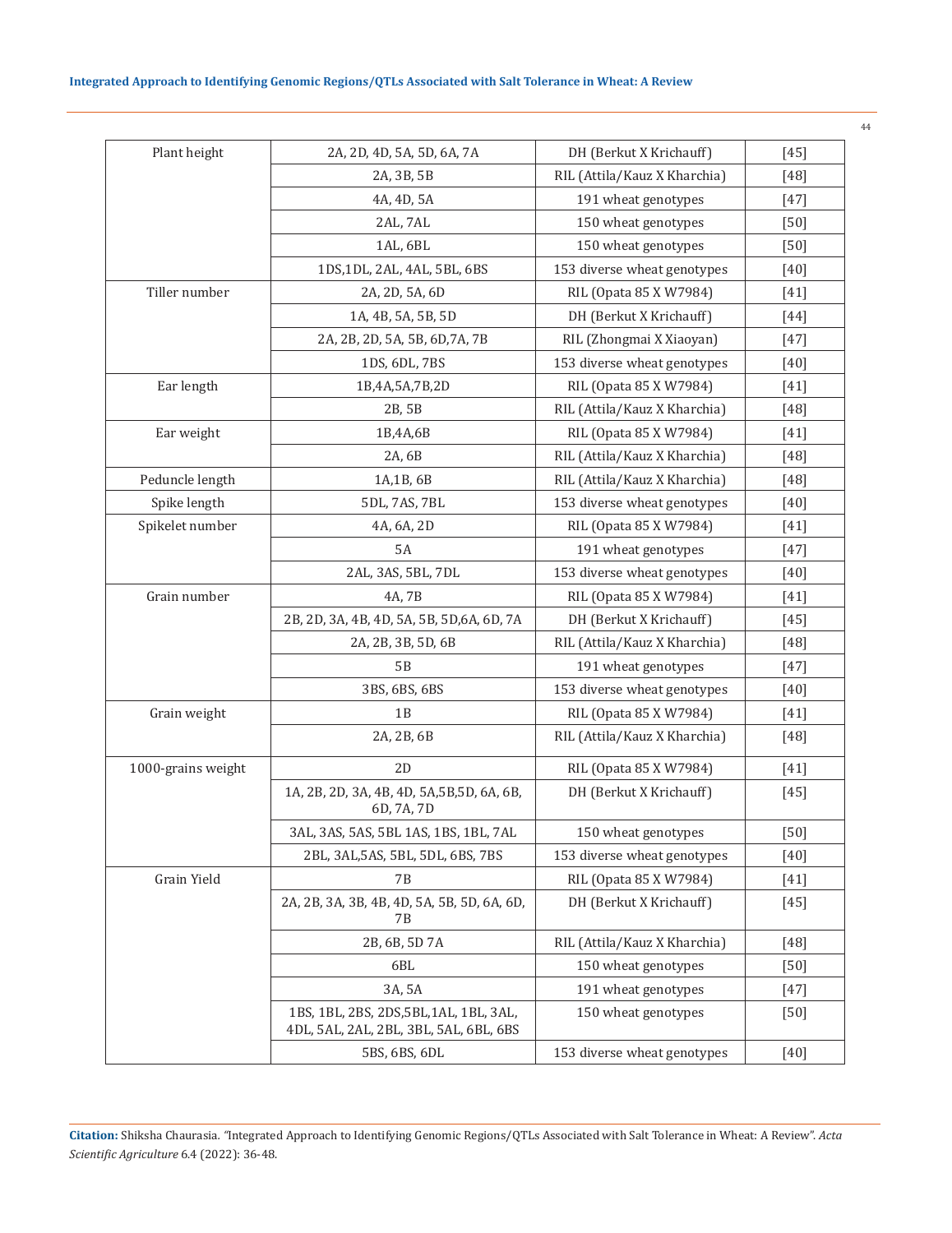| Plant height | 2A, 2D, 4D, 5A, 5D, 6A, 7A | DH (Berkut X Krichauff) | [45] |
|---|---|---|---|
| | 2A, 3B, 5B | RIL (Attila/Kauz X Kharchia) | [48] |
| | 4A, 4D, 5A | 191 wheat genotypes | [47] |
| | 2AL, 7AL | 150 wheat genotypes | [50] |
| | 1AL, 6BL | 150 wheat genotypes | [50] |
| | 1DS,1DL, 2AL, 4AL, 5BL, 6BS | 153 diverse wheat genotypes | [40] |
| Tiller number | 2A, 2D, 5A, 6D | RIL (Opata 85 X W7984) | [41] |
| | 1A, 4B, 5A, 5B, 5D | DH (Berkut X Krichauff) | [44] |
| | 2A, 2B, 2D, 5A, 5B, 6D,7A, 7B | RIL (Zhongmai X Xiaoyan) | [47] |
| | 1DS, 6DL, 7BS | 153 diverse wheat genotypes | [40] |
| Ear length | 1B,4A,5A,7B,2D | RIL (Opata 85 X W7984) | [41] |
| | 2B, 5B | RIL (Attila/Kauz X Kharchia) | [48] |
| Ear weight | 1B,4A,6B | RIL (Opata 85 X W7984) | [41] |
| | 2A, 6B | RIL (Attila/Kauz X Kharchia) | [48] |
| Peduncle length | 1A,1B, 6B | RIL (Attila/Kauz X Kharchia) | [48] |
| Spike length | 5DL, 7AS, 7BL | 153 diverse wheat genotypes | [40] |
| Spikelet number | 4A, 6A, 2D | RIL (Opata 85 X W7984) | [41] |
| | 5A | 191 wheat genotypes | [47] |
| | 2AL, 3AS, 5BL, 7DL | 153 diverse wheat genotypes | [40] |
| Grain number | 4A, 7B | RIL (Opata 85 X W7984) | [41] |
| | 2B, 2D, 3A, 4B, 4D, 5A, 5B, 5D,6A, 6D, 7A | DH (Berkut X Krichauff) | [45] |
| | 2A, 2B, 3B, 5D, 6B | RIL (Attila/Kauz X Kharchia) | [48] |
| | 5B | 191 wheat genotypes | [47] |
| | 3BS, 6BS, 6BS | 153 diverse wheat genotypes | [40] |
| Grain weight | 1B | RIL (Opata 85 X W7984) | [41] |
| | 2A, 2B, 6B | RIL (Attila/Kauz X Kharchia) | [48] |
| 1000-grains weight | 2D | RIL (Opata 85 X W7984) | [41] |
| | 1A, 2B, 2D, 3A, 4B, 4D, 5A,5B,5D, 6A, 6B, 6D, 7A, 7D | DH (Berkut X Krichauff) | [45] |
| | 3AL, 3AS, 5AS, 5BL 1AS, 1BS, 1BL, 7AL | 150 wheat genotypes | [50] |
| | 2BL, 3AL,5AS, 5BL, 5DL, 6BS, 7BS | 153 diverse wheat genotypes | [40] |
| Grain Yield | 7B | RIL (Opata 85 X W7984) | [41] |
| | 2A, 2B, 3A, 3B, 4B, 4D, 5A, 5B, 5D, 6A, 6D, 7B | DH (Berkut X Krichauff) | [45] |
| | 2B, 6B, 5D 7A | RIL (Attila/Kauz X Kharchia) | [48] |
| | 6BL | 150 wheat genotypes | [50] |
| | 3A, 5A | 191 wheat genotypes | [47] |
| | 1BS, 1BL, 2BS, 2DS,5BL,1AL, 1BL, 3AL, 4DL, 5AL, 2AL, 2BL, 3BL, 5AL, 6BL, 6BS | 150 wheat genotypes | [50] |
| | 5BS, 6BS, 6DL | 153 diverse wheat genotypes | [40] |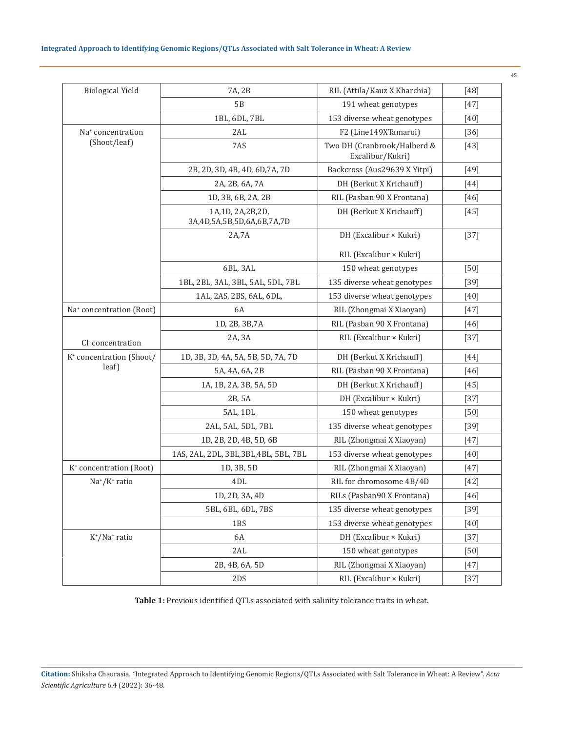| Biological Yield | 7A, 2B | RIL (Attila/Kauz X Kharchia) | [48] |
|---|---|---|---|
| | 5B | 191 wheat genotypes | [47] |
| | 1BL, 6DL, 7BL | 153 diverse wheat genotypes | [40] |
| $Na^+$ concentration (Shoot/leaf) | 2AL | F2 (Line149XTamaroi) | [36] |
| | 7AS | Two DH (Cranbrook/Halberd & Excalibur/Kukri) | [43] |
| | 2B, 2D, 3D, 4B, 4D, 6D,7A, 7D | Backcross (Aus29639 X Yitpi) | [49] |
| | 2A, 2B, 6A, 7A | DH (Berkut X Krichauff) | [44] |
| | 1D, 3B, 6B, 2A, 2B | RIL (Pasban 90 X Frontana) | [46] |
| | 1A,1D, 2A,2B,2D, 3A,4D,5A,5B,5D,6A,6B,7A,7D | DH (Berkut X Krichauff) | [45] |
| | 2A,7A | DH (Excalibur × Kukri) RIL (Excalibur × Kukri) | [37] |
| | 6BL, 3AL | 150 wheat genotypes | [50] |
| | 1BL, 2BL, 3AL, 3BL, 5AL, 5DL, 7BL | 135 diverse wheat genotypes | [39] |
| | 1AL, 2AS, 2BS, 6AL, 6DL, | 153 diverse wheat genotypes | [40] |
| $Na^+$ concentration (Root) | 6A | RIL (Zhongmai X Xiaoyan) | [47] |
| $Cl^-$ concentration | 1D, 2B, 3B,7A | RIL (Pasban 90 X Frontana) | [46] |
| | 2A, 3A | RIL (Excalibur × Kukri) | [37] |
| $K^+$ concentration (Shoot/leaf) | 1D, 3B, 3D, 4A, 5A, 5B, 5D, 7A, 7D | DH (Berkut X Krichauff) | [44] |
| | 5A, 4A, 6A, 2B | RIL (Pasban 90 X Frontana) | [46] |
| | 1A, 1B, 2A, 3B, 5A, 5D | DH (Berkut X Krichauff) | [45] |
| | 2B, 5A | DH (Excalibur × Kukri) | [37] |
| | 5AL, 1DL | 150 wheat genotypes | [50] |
| | 2AL, 5AL, 5DL, 7BL | 135 diverse wheat genotypes | [39] |
| | 1D, 2B, 2D, 4B, 5D, 6B | RIL (Zhongmai X Xiaoyan) | [47] |
| | 1AS, 2AL, 2DL, 3BL,3BL,4BL, 5BL, 7BL | 153 diverse wheat genotypes | [40] |
| $K^+$ concentration (Root) | 1D, 3B, 5D | RIL (Zhongmai X Xiaoyan) | [47] |
| $Na^+/K^+$ ratio | 4DL | RIL for chromosome 4B/4D | [42] |
| | 1D, 2D, 3A, 4D | RILs (Pasban90 X Frontana) | [46] |
| | 5BL, 6BL, 6DL, 7BS | 135 diverse wheat genotypes | [39] |
| | 1BS | 153 diverse wheat genotypes | [40] |
| $K^+/Na^+$ ratio | 6A | DH (Excalibur × Kukri) | [37] |
| | 2AL | 150 wheat genotypes | [50] |
| | 2B, 4B, 6A, 5D | RIL (Zhongmai X Xiaoyan) | [47] |
| | 2DS | RIL (Excalibur × Kukri) | [37] |

**Table 1:** Previous identified QTLs associated with salinity tolerance traits in wheat.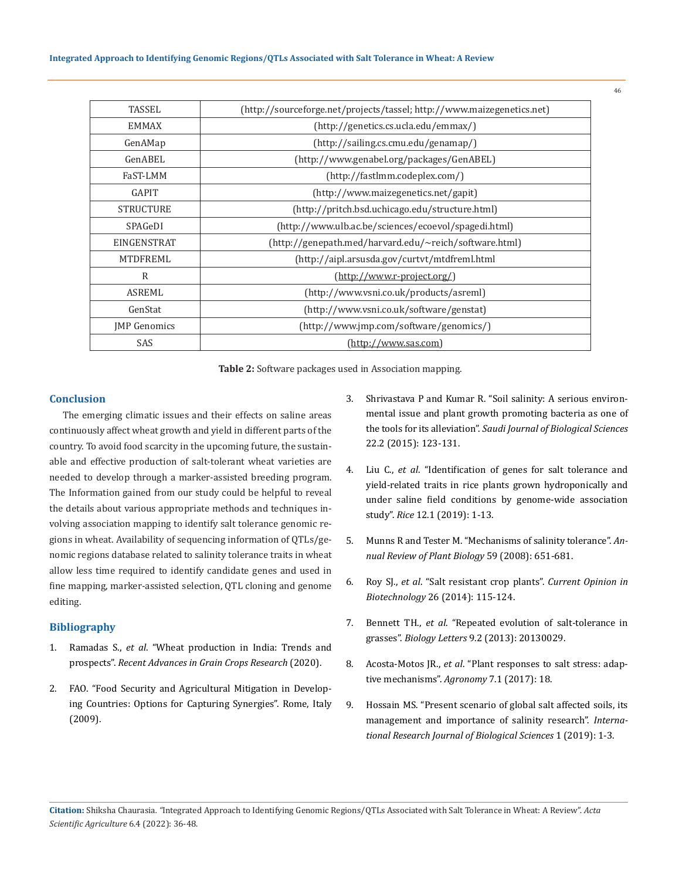| TASSEL | (http://sourceforge.net/projects/tassel; http://www.maizegenetics.net) |
|---|---|
| EMMAX | (http://genetics.cs.ucla.edu/emmax/) |
| GenAMap | (http://sailing.cs.cmu.edu/genamap/) |
| GenABEL | (http://www.genabel.org/packages/GenABEL) |
| FaST-LMM | (http://fastlmm.codeplex.com/) |
| GAPIT | (http://www.maizegenetics.net/gapit) |
| STRUCTURE | (http://pritch.bsd.uchicago.edu/structure.html) |
| SPAGeDI | (http://www.ulb.ac.be/sciences/ecoevol/spagedi.html) |
| EINGENSTRAT | (http://genepath.med/harvard.edu/~reich/software.html) |
| MTDFREML | (http://aipl.arsusda.gov/curtvt/mtdfreml.html |
| R | (http://www.r-project.org/) |
| ASREML | (http://www.vsni.co.uk/products/asreml) |
| GenStat | (http://www.vsni.co.uk/software/genstat) |
| JMP Genomics | (http://www.jmp.com/software/genomics/) |
| SAS | (http://www.sas.com) |

**Table 2:** Software packages used in Association mapping.

## Conclusion

The emerging climatic issues and their effects on saline areas continuously affect wheat growth and yield in different parts of the country. To avoid food scarcity in the upcoming future, the sustainable and effective production of salt-tolerant wheat varieties are needed to develop through a marker-assisted breeding program. The Information gained from our study could be helpful to reveal the details about various appropriate methods and techniques involving association mapping to identify salt tolerance genomic regions in wheat. Availability of sequencing information of QTLs/genomic regions database related to salinity tolerance traits in wheat allow less time required to identify candidate genes and used in fine mapping, marker-assisted selection, QTL cloning and genome editing.

## Bibliography

1. Ramadas S., *et al*. "Wheat production in India: Trends and prospects". *Recent Advances in Grain Crops Research* (2020).
2. FAO. "Food Security and Agricultural Mitigation in Developing Countries: Options for Capturing Synergies". Rome, Italy (2009).
3. Shrivastava P and Kumar R. "Soil salinity: A serious environmental issue and plant growth promoting bacteria as one of the tools for its alleviation". *Saudi Journal of Biological Sciences* 22.2 (2015): 123-131.
4. Liu C., *et al*. "Identification of genes for salt tolerance and yield-related traits in rice plants grown hydroponically and under saline field conditions by genome-wide association study". *Rice* 12.1 (2019): 1-13.
5. Munns R and Tester M. "Mechanisms of salinity tolerance". *Annual Review of Plant Biology* 59 (2008): 651-681.
6. Roy SJ., *et al*. "Salt resistant crop plants". *Current Opinion in Biotechnology* 26 (2014): 115-124.
7. Bennett TH., *et al*. "Repeated evolution of salt-tolerance in grasses". *Biology Letters* 9.2 (2013): 20130029.
8. Acosta-Motos JR., *et al*. "Plant responses to salt stress: adaptive mechanisms". *Agronomy* 7.1 (2017): 18.
9. Hossain MS. "Present scenario of global salt affected soils, its management and importance of salinity research". *International Research Journal of Biological Sciences* 1 (2019): 1-3.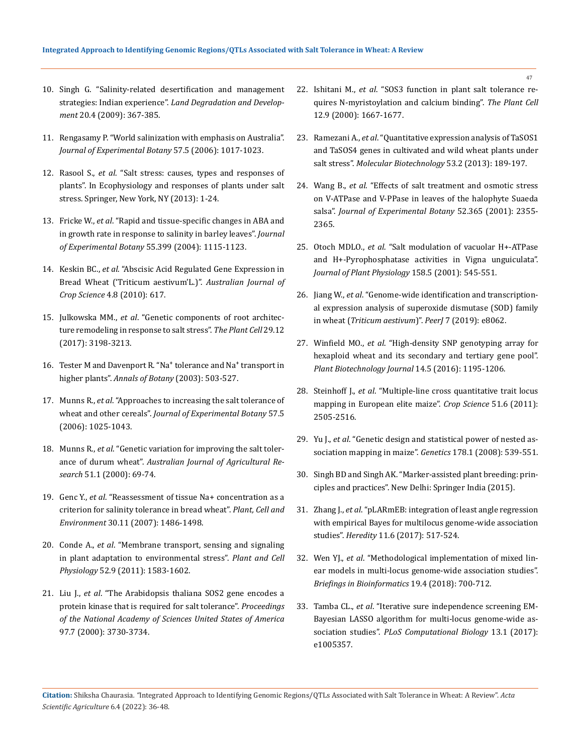10. Singh G. "Salinity-related desertification and management strategies: Indian experience". *Land Degradation and Development* 20.4 (2009): 367-385.

11. Rengasamy P. "World salinization with emphasis on Australia". *Journal of Experimental Botany* 57.5 (2006): 1017-1023.

12. Rasool S., *et al*. "Salt stress: causes, types and responses of plants". In Ecophysiology and responses of plants under salt stress. Springer, New York, NY (2013): 1-24.

13. Fricke W., *et al*. "Rapid and tissue-specific changes in ABA and in growth rate in response to salinity in barley leaves". *Journal of Experimental Botany* 55.399 (2004): 1115-1123.

14. Keskin BC., *et al*. "Abscisic Acid Regulated Gene Expression in Bread Wheat ('Triticum aestivum'L.)". *Australian Journal of Crop Science* 4.8 (2010): 617.

15. Julkowska MM., *et al*. "Genetic components of root architecture remodeling in response to salt stress". *The Plant Cell* 29.12 (2017): 3198-3213.

16. Tester M and Davenport R. "$Na^+$ tolerance and $Na^+$ transport in higher plants". *Annals of Botany* (2003): 503-527.

17. Munns R., *et al*. "Approaches to increasing the salt tolerance of wheat and other cereals". *Journal of Experimental Botany* 57.5 (2006): 1025-1043.

18. Munns R., *et al*. "Genetic variation for improving the salt tolerance of durum wheat". *Australian Journal of Agricultural Research* 51.1 (2000): 69-74.

19. Genc Y., *et al*. "Reassessment of tissue Na+ concentration as a criterion for salinity tolerance in bread wheat". *Plant, Cell and Environment* 30.11 (2007): 1486-1498.

20. Conde A., *et al*. "Membrane transport, sensing and signaling in plant adaptation to environmental stress". *Plant and Cell Physiology* 52.9 (2011): 1583-1602.

21. Liu J., *et al*. "The Arabidopsis thaliana SOS2 gene encodes a protein kinase that is required for salt tolerance". *Proceedings of the National Academy of Sciences United States of America* 97.7 (2000): 3730-3734.

22. Ishitani M., *et al*. "SOS3 function in plant salt tolerance requires N-myristoylation and calcium binding". *The Plant Cell* 12.9 (2000): 1667-1677.

23. Ramezani A., *et al*. "Quantitative expression analysis of TaSOS1 and TaSOS4 genes in cultivated and wild wheat plants under salt stress". *Molecular Biotechnology* 53.2 (2013): 189-197.

24. Wang B., *et al*. "Effects of salt treatment and osmotic stress on V-ATPase and V-PPase in leaves of the halophyte Suaeda salsa". *Journal of Experimental Botany* 52.365 (2001): 2355-2365.

25. Otoch MDLO., *et al*. "Salt modulation of vacuolar H+-ATPase and H+-Pyrophosphatase activities in Vigna unguiculata". *Journal of Plant Physiology* 158.5 (2001): 545-551.

26. Jiang W., *et al*. "Genome-wide identification and transcriptional expression analysis of superoxide dismutase (SOD) family in wheat (*Triticum aestivum*)". *PeerJ* 7 (2019): e8062.

27. Winfield MO., *et al*. "High-density SNP genotyping array for hexaploid wheat and its secondary and tertiary gene pool". *Plant Biotechnology Journal* 14.5 (2016): 1195-1206.

28. Steinhoff J., *et al*. "Multiple-line cross quantitative trait locus mapping in European elite maize". *Crop Science* 51.6 (2011): 2505-2516.

29. Yu J., *et al*. "Genetic design and statistical power of nested association mapping in maize". *Genetics* 178.1 (2008): 539-551.

30. Singh BD and Singh AK. "Marker-assisted plant breeding: principles and practices". New Delhi: Springer India (2015).

31. Zhang J., *et al*. "pLARmEB: integration of least angle regression with empirical Bayes for multilocus genome-wide association studies". *Heredity* 11.6 (2017): 517-524.

32. Wen YJ., *et al*. "Methodological implementation of mixed linear models in multi-locus genome-wide association studies". *Briefings in Bioinformatics* 19.4 (2018): 700-712.

33. Tamba CL., *et al*. "Iterative sure independence screening EM-Bayesian LASSO algorithm for multi-locus genome-wide association studies". *PLoS Computational Biology* 13.1 (2017): e1005357.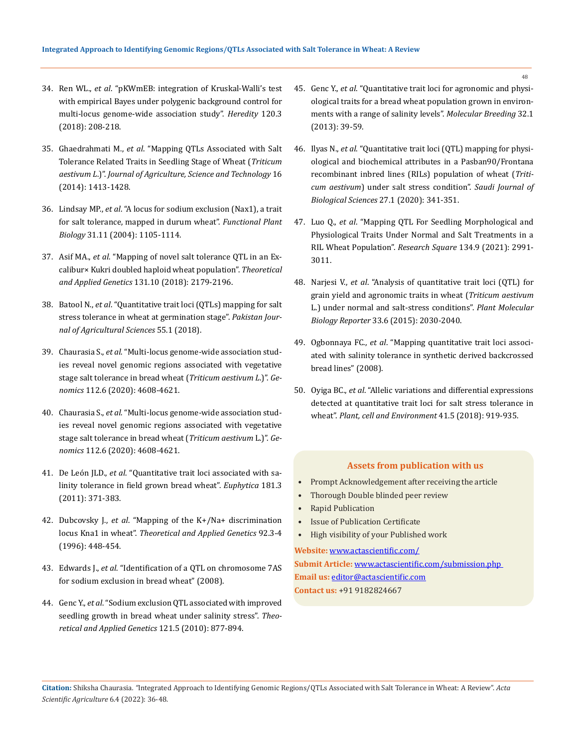34. Ren WL., *et al*. “pKWmEB: integration of Kruskal-Walli’s test with empirical Bayes under polygenic background control for multi-locus genome-wide association study”. *Heredity* 120.3 (2018): 208-218.

35. Ghaedrahmati M., *et al*. “Mapping QTLs Associated with Salt Tolerance Related Traits in Seedling Stage of Wheat (*Triticum aestivum L.*)”. *Journal of Agriculture, Science and Technology* 16 (2014): 1413-1428.

36. Lindsay MP., *et al*. “A locus for sodium exclusion (Nax1), a trait for salt tolerance, mapped in durum wheat”. *Functional Plant Biology* 31.11 (2004): 1105-1114.

37. Asif MA., *et al*. “Mapping of novel salt tolerance QTL in an Excalibur× Kukri doubled haploid wheat population”. *Theoretical and Applied Genetics* 131.10 (2018): 2179-2196.

38. Batool N., *et al*. “Quantitative trait loci (QTLs) mapping for salt stress tolerance in wheat at germination stage”. *Pakistan Journal of Agricultural Sciences* 55.1 (2018).

39. Chaurasia S., *et al*. “Multi-locus genome-wide association studies reveal novel genomic regions associated with vegetative stage salt tolerance in bread wheat (*Triticum aestivum L.*)”. *Genomics* 112.6 (2020): 4608-4621.

40. Chaurasia S., *et al*. “Multi-locus genome-wide association studies reveal novel genomic regions associated with vegetative stage salt tolerance in bread wheat (*Triticum aestivum* L.)”. *Genomics* 112.6 (2020): 4608-4621.

41. De León JLD., *et al*. “Quantitative trait loci associated with salinity tolerance in field grown bread wheat”. *Euphytica* 181.3 (2011): 371-383.

42. Dubcovsky J., *et al*. “Mapping of the K+/Na+ discrimination locus Kna1 in wheat”. *Theoretical and Applied Genetics* 92.3-4 (1996): 448-454.

43. Edwards J., *et al*. “Identification of a QTL on chromosome 7AS for sodium exclusion in bread wheat” (2008).

44. Genc Y., *et al*. “Sodium exclusion QTL associated with improved seedling growth in bread wheat under salinity stress”. *Theoretical and Applied Genetics* 121.5 (2010): 877-894.

45. Genc Y., *et al*. “Quantitative trait loci for agronomic and physiological traits for a bread wheat population grown in environments with a range of salinity levels”. *Molecular Breeding* 32.1 (2013): 39-59.

46. Ilyas N., *et al*. “Quantitative trait loci (QTL) mapping for physiological and biochemical attributes in a Pasban90/Frontana recombinant inbred lines (RILs) population of wheat (*Triticum aestivum*) under salt stress condition”. *Saudi Journal of Biological Sciences* 27.1 (2020): 341-351.

47. Luo Q., *et al*. “Mapping QTL For Seedling Morphological and Physiological Traits Under Normal and Salt Treatments in a RIL Wheat Population”. *Research Square* 134.9 (2021): 2991-3011.

48. Narjesi V., *et al*. “Analysis of quantitative trait loci (QTL) for grain yield and agronomic traits in wheat (*Triticum aestivum* L.) under normal and salt-stress conditions”. *Plant Molecular Biology Reporter* 33.6 (2015): 2030-2040.

49. Ogbonnaya FC., *et al*. “Mapping quantitative trait loci associated with salinity tolerance in synthetic derived backcrossed bread lines” (2008).

50. Oyiga BC., *et al*. “Allelic variations and differential expressions detected at quantitative trait loci for salt stress tolerance in wheat”. *Plant, cell and Environment* 41.5 (2018): 919-935.

**Assets from publication with us**

- Prompt Acknowledgement after receiving the article
- Thorough Double blinded peer review
- Rapid Publication
- Issue of Publication Certificate
- High visibility of your Published work

**Website:** www.actascientific.com/
**Submit Article:** www.actascientific.com/submission.php
**Email us:** editor@actascientific.com
**Contact us:** +91 9182824667